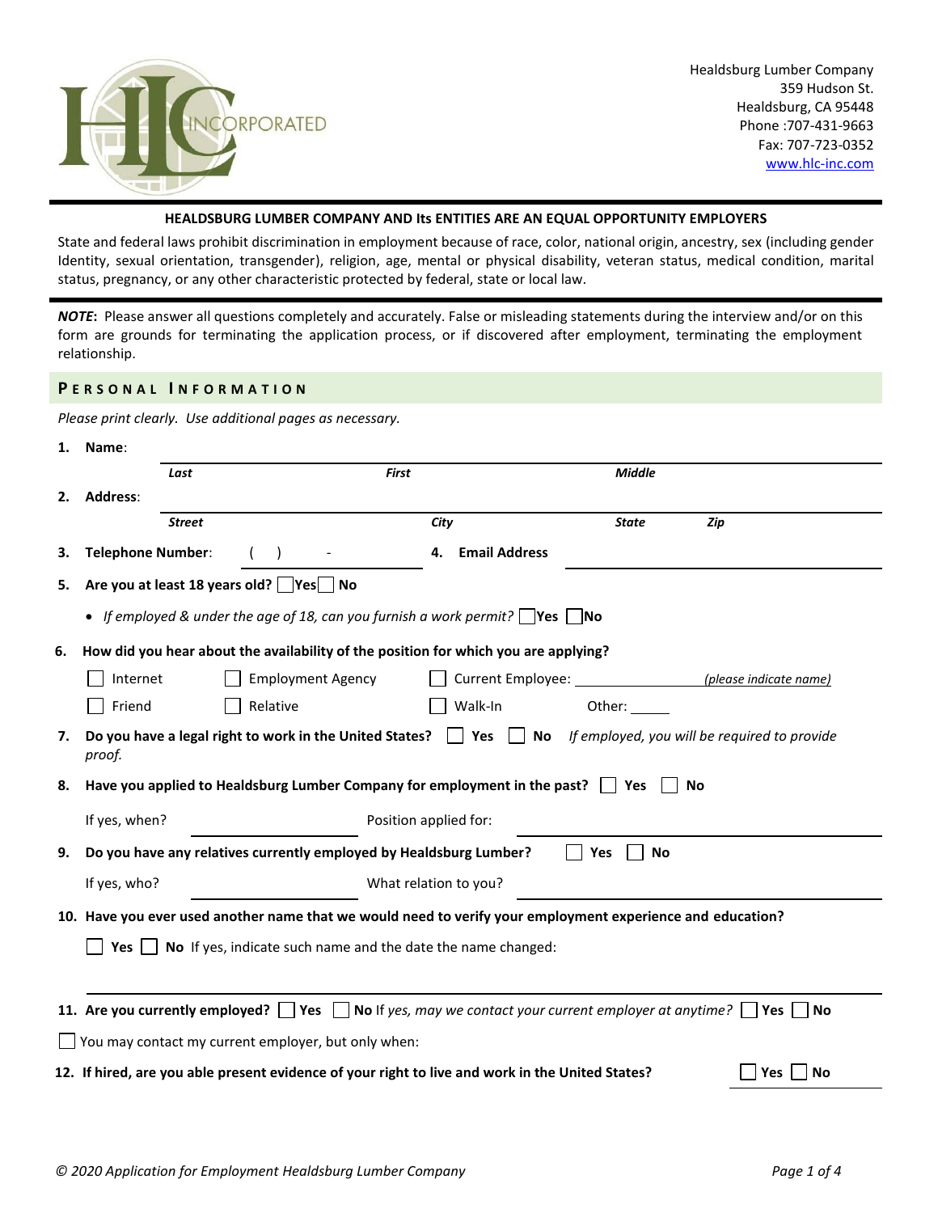Healdsburg Lumber Company
359 Hudson St.
Healdsburg, CA 95448
Phone :707-431-9663
Fax: 707-723-0352
www.hlc-inc.com

**HEALDSBURG LUMBER COMPANY AND Its ENTITIES ARE AN EQUAL OPPORTUNITY EMPLOYERS**

State and federal laws prohibit discrimination in employment because of race, color, national origin, ancestry, sex (including gender Identity, sexual orientation, transgender), religion, age, mental or physical disability, veteran status, medical condition, marital status, pregnancy, or any other characteristic protected by federal, state or local law.

***NOTE*:** Please answer all questions completely and accurately. False or misleading statements during the interview and/or on this form are grounds for terminating the application process, or if discovered after employment, terminating the employment relationship.

## PERSONAL INFORMATION

*Please print clearly. Use additional pages as necessary.*

1. **Name**: ______________________
   ***Last*** ***First*** ***Middle***

2. **Address**: ______________________
   ***Street*** ***City*** ***State*** ***Zip***

3. **Telephone Number**: (   ) - ______ 4. **Email Address** ______

5. **Are you at least 18 years old?** ☐ Yes ☐ No
   - *If employed & under the age of 18, can you furnish a work permit?* ☐ **Yes** ☐ **No**

6. **How did you hear about the availability of the position for which you are applying?**
   ☐ Internet ☐ Employment Agency ☐ Current Employee: ______ *(please indicate name)*
   ☐ Friend ☐ Relative ☐ Walk-In Other: ______

7. **Do you have a legal right to work in the United States?** ☐ **Yes** ☐ **No** *If employed, you will be required to provide proof.*

8. **Have you applied to Healdsburg Lumber Company for employment in the past?** ☐ **Yes** ☐ **No**
   If yes, when? ______ Position applied for: ______

9. **Do you have any relatives currently employed by Healdsburg Lumber?** ☐ **Yes** ☐ **No**
   If yes, who? ______ What relation to you? ______

10. **Have you ever used another name that we would need to verify your employment experience and education?**
    ☐ **Yes** ☐ **No** If yes, indicate such name and the date the name changed:
    ______

11. **Are you currently employed?** ☐ **Yes** ☐ **No** If *yes, may we contact your current employer at anytime?* ☐ **Yes** ☐ **No**
    ☐ You may contact my current employer, but only when:

12. **If hired, are you able present evidence of your right to live and work in the United States?** ☐ **Yes** ☐ **No**

*© 2020 Application for Employment Healdsburg Lumber Company*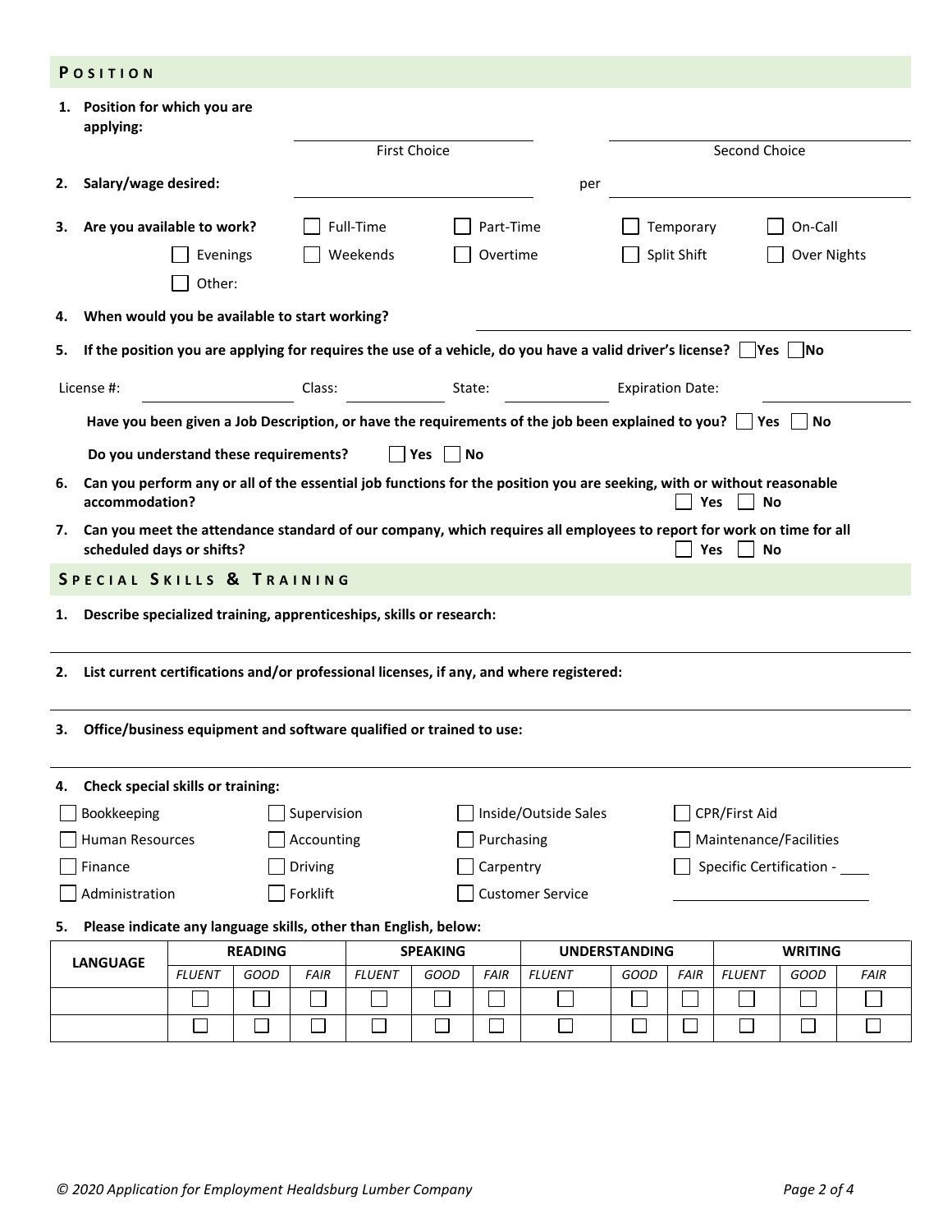## POSITION

1. **Position for which you are applying:** ______________________ (First Choice) ______________________ (Second Choice)

2. **Salary/wage desired:** ______________________ per ______________________

3. **Are you available to work?**
   - ☐ Full-Time ☐ Part-Time ☐ Temporary ☐ On-Call
   - ☐ Evenings ☐ Weekends ☐ Overtime ☐ Split Shift ☐ Over Nights
   - ☐ Other:

4. **When would you be available to start working?** ______________________

5. **If the position you are applying for requires the use of a vehicle, do you have a valid driver's license?** ☐ Yes ☐ No

   License #: ______________ Class: ______________ State: ______________ Expiration Date: ______________

   **Have you been given a Job Description, or have the requirements of the job been explained to you?** ☐ Yes ☐ No

   **Do you understand these requirements?** ☐ Yes ☐ No

6. **Can you perform any or all of the essential job functions for the position you are seeking, with or without reasonable accommodation?** ☐ Yes ☐ No

7. **Can you meet the attendance standard of our company, which requires all employees to report for work on time for all scheduled days or shifts?** ☐ Yes ☐ No

## SPECIAL SKILLS & TRAINING

1. **Describe specialized training, apprenticeships, skills or research:**

______________________________________________________________________

2. **List current certifications and/or professional licenses, if any, and where registered:**

______________________________________________________________________

3. **Office/business equipment and software qualified or trained to use:**

______________________________________________________________________

4. **Check special skills or training:**

| | | | |
|---|---|---|---|
| ☐ Bookkeeping | ☐ Supervision | ☐ Inside/Outside Sales | ☐ CPR/First Aid |
| ☐ Human Resources | ☐ Accounting | ☐ Purchasing | ☐ Maintenance/Facilities |
| ☐ Finance | ☐ Driving | ☐ Carpentry | ☐ Specific Certification - ____ |
| ☐ Administration | ☐ Forklift | ☐ Customer Service | ______________________ |

5. **Please indicate any language skills, other than English, below:**

| LANGUAGE | READING | | | SPEAKING | | | UNDERSTANDING | | | WRITING | | |
|---|---|---|---|---|---|---|---|---|---|---|---|---|
| | *FLUENT* | *GOOD* | *FAIR* | *FLUENT* | *GOOD* | *FAIR* | *FLUENT* | *GOOD* | *FAIR* | *FLUENT* | *GOOD* | *FAIR* |
| | ☐ | ☐ | ☐ | ☐ | ☐ | ☐ | ☐ | ☐ | ☐ | ☐ | ☐ | ☐ |
| | ☐ | ☐ | ☐ | ☐ | ☐ | ☐ | ☐ | ☐ | ☐ | ☐ | ☐ | ☐ |

*© 2020 Application for Employment Healdsburg Lumber Company*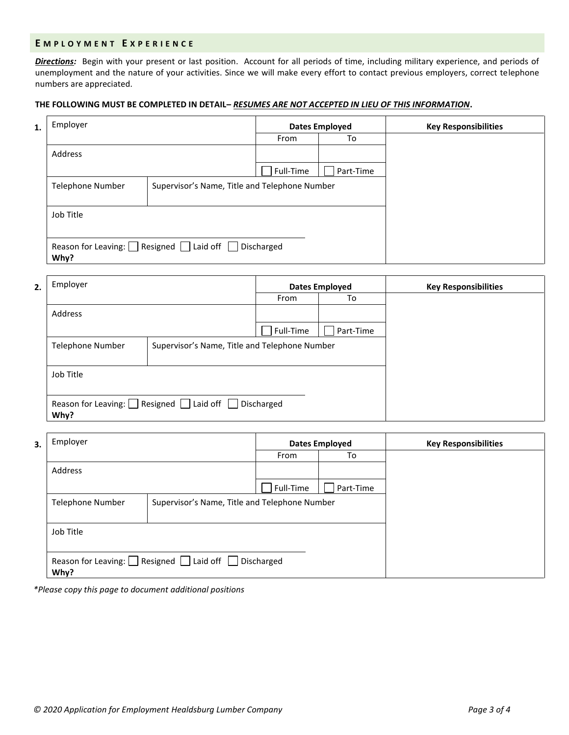## EMPLOYMENT EXPERIENCE

***Directions:*** Begin with your present or last position. Account for all periods of time, including military experience, and periods of unemployment and the nature of your activities. Since we will make every effort to contact previous employers, correct telephone numbers are appreciated.

**THE FOLLOWING MUST BE COMPLETED IN DETAIL– *RESUMES ARE NOT ACCEPTED IN LIEU OF THIS INFORMATION*.**

**1.**

| Employer | | Dates Employed | | Key Responsibilities |
|---|---|---|---|---|
| | | From | To | |
| Address | | | | |
| | | ☐ Full-Time | ☐ Part-Time | |
| Telephone Number | Supervisor's Name, Title and Telephone Number | | | |
| Job Title | | | | |
| Reason for Leaving: ☐ Resigned ☐ Laid off ☐ Discharged **Why?** | | | | |

**2.**

| Employer | | Dates Employed | | Key Responsibilities |
|---|---|---|---|---|
| | | From | To | |
| Address | | | | |
| | | ☐ Full-Time | ☐ Part-Time | |
| Telephone Number | Supervisor's Name, Title and Telephone Number | | | |
| Job Title | | | | |
| Reason for Leaving: ☐ Resigned ☐ Laid off ☐ Discharged **Why?** | | | | |

**3.**

| Employer | | Dates Employed | | Key Responsibilities |
|---|---|---|---|---|
| | | From | To | |
| Address | | | | |
| | | ☐ Full-Time | ☐ Part-Time | |
| Telephone Number | Supervisor's Name, Title and Telephone Number | | | |
| Job Title | | | | |
| Reason for Leaving: ☐ Resigned ☐ Laid off ☐ Discharged **Why?** | | | | |

*\*Please copy this page to document additional positions*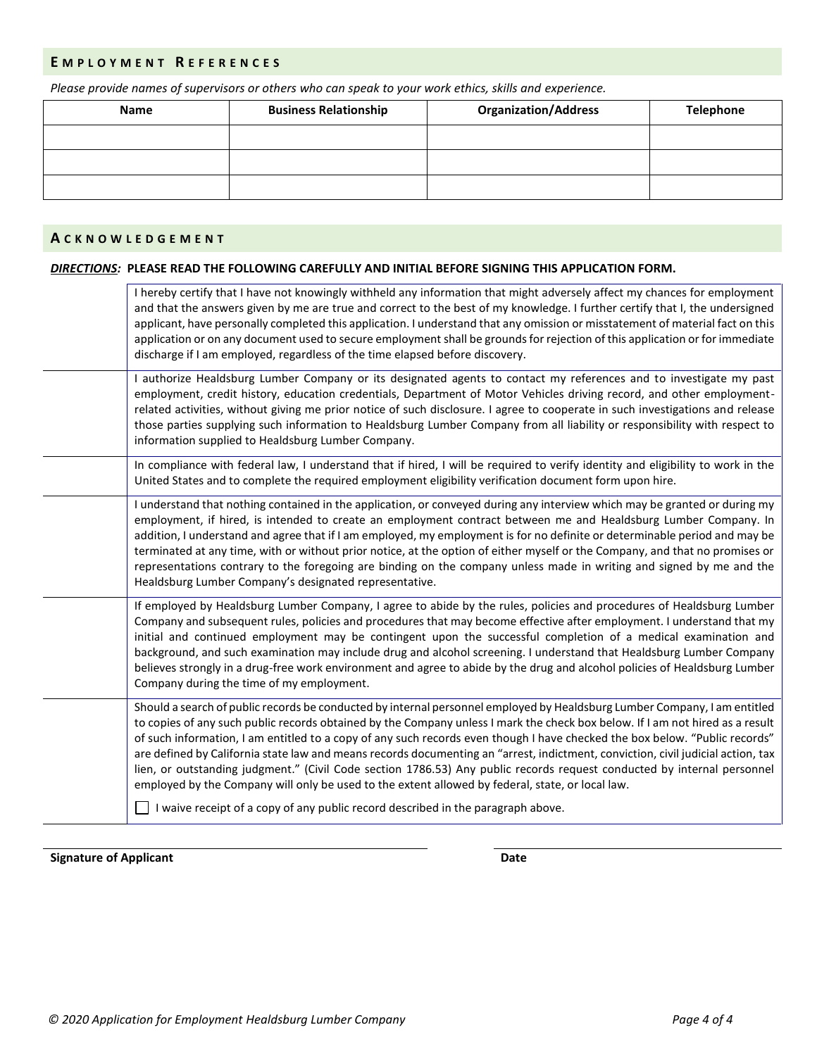## EMPLOYMENT REFERENCES

*Please provide names of supervisors or others who can speak to your work ethics, skills and experience.*

| Name | Business Relationship | Organization/Address | Telephone |
|---|---|---|---|
| | | | |
| | | | |
| | | | |

## ACKNOWLEDGEMENT

***DIRECTIONS:*** **PLEASE READ THE FOLLOWING CAREFULLY AND INITIAL BEFORE SIGNING THIS APPLICATION FORM.**

| | |
|---|---|
| | I hereby certify that I have not knowingly withheld any information that might adversely affect my chances for employment and that the answers given by me are true and correct to the best of my knowledge. I further certify that I, the undersigned applicant, have personally completed this application. I understand that any omission or misstatement of material fact on this application or on any document used to secure employment shall be grounds for rejection of this application or for immediate discharge if I am employed, regardless of the time elapsed before discovery. |
| | I authorize Healdsburg Lumber Company or its designated agents to contact my references and to investigate my past employment, credit history, education credentials, Department of Motor Vehicles driving record, and other employment-related activities, without giving me prior notice of such disclosure. I agree to cooperate in such investigations and release those parties supplying such information to Healdsburg Lumber Company from all liability or responsibility with respect to information supplied to Healdsburg Lumber Company. |
| | In compliance with federal law, I understand that if hired, I will be required to verify identity and eligibility to work in the United States and to complete the required employment eligibility verification document form upon hire. |
| | I understand that nothing contained in the application, or conveyed during any interview which may be granted or during my employment, if hired, is intended to create an employment contract between me and Healdsburg Lumber Company. In addition, I understand and agree that if I am employed, my employment is for no definite or determinable period and may be terminated at any time, with or without prior notice, at the option of either myself or the Company, and that no promises or representations contrary to the foregoing are binding on the company unless made in writing and signed by me and the Healdsburg Lumber Company's designated representative. |
| | If employed by Healdsburg Lumber Company, I agree to abide by the rules, policies and procedures of Healdsburg Lumber Company and subsequent rules, policies and procedures that may become effective after employment. I understand that my initial and continued employment may be contingent upon the successful completion of a medical examination and background, and such examination may include drug and alcohol screening. I understand that Healdsburg Lumber Company believes strongly in a drug-free work environment and agree to abide by the drug and alcohol policies of Healdsburg Lumber Company during the time of my employment. |
| | Should a search of public records be conducted by internal personnel employed by Healdsburg Lumber Company, I am entitled to copies of any such public records obtained by the Company unless I mark the check box below. If I am not hired as a result of such information, I am entitled to a copy of any such records even though I have checked the box below. "Public records" are defined by California state law and means records documenting an "arrest, indictment, conviction, civil judicial action, tax lien, or outstanding judgment." (Civil Code section 1786.53) Any public records request conducted by internal personnel employed by the Company will only be used to the extent allowed by federal, state, or local law.<br><br>☐ I waive receipt of a copy of any public record described in the paragraph above. |

**Signature of Applicant** ______________________________

**Date** ______________________________